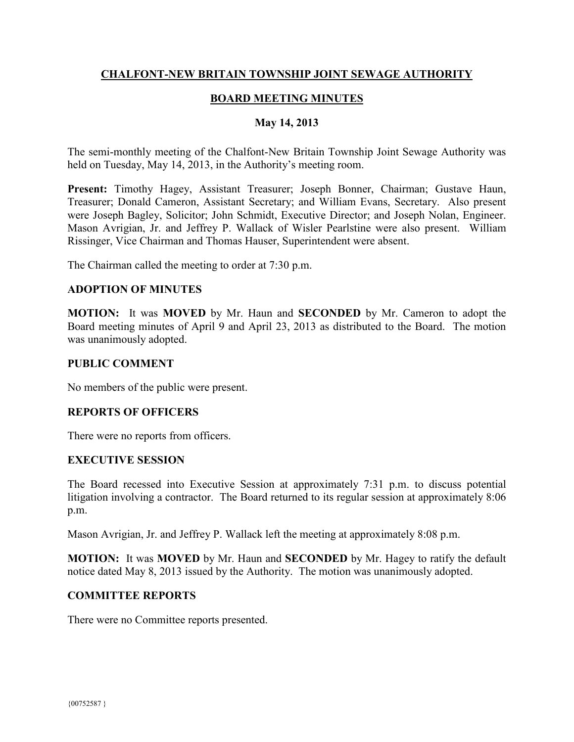# CHALFONT-NEW BRITAIN TOWNSHIP JOINT SEWAGE AUTHORITY

## BOARD MEETING MINUTES

### May 14, 2013

The semi-monthly meeting of the Chalfont-New Britain Township Joint Sewage Authority was held on Tuesday, May 14, 2013, in the Authority's meeting room.

**Present:** Timothy Hagey, Assistant Treasurer; Joseph Bonner, Chairman; Gustave Haun, Treasurer; Donald Cameron, Assistant Secretary; and William Evans, Secretary. Also present were Joseph Bagley, Solicitor; John Schmidt, Executive Director; and Joseph Nolan, Engineer. Mason Avrigian, Jr. and Jeffrey P. Wallack of Wisler Pearlstine were also present. William Rissinger, Vice Chairman and Thomas Hauser, Superintendent were absent.

The Chairman called the meeting to order at 7:30 p.m.

### ADOPTION OF MINUTES

**MOTION:** It was **MOVED** by Mr. Haun and **SECONDED** by Mr. Cameron to adopt the Board meeting minutes of April 9 and April 23, 2013 as distributed to the Board. The motion was unanimously adopted.

### PUBLIC COMMENT

No members of the public were present.

### REPORTS OF OFFICERS

There were no reports from officers.

### EXECUTIVE SESSION

The Board recessed into Executive Session at approximately 7:31 p.m. to discuss potential litigation involving a contractor. The Board returned to its regular session at approximately 8:06 p.m.

Mason Avrigian, Jr. and Jeffrey P. Wallack left the meeting at approximately 8:08 p.m.

**MOTION:** It was **MOVED** by Mr. Haun and **SECONDED** by Mr. Hagey to ratify the default notice dated May 8, 2013 issued by the Authority. The motion was unanimously adopted.

### COMMITTEE REPORTS

There were no Committee reports presented.

{00752587 }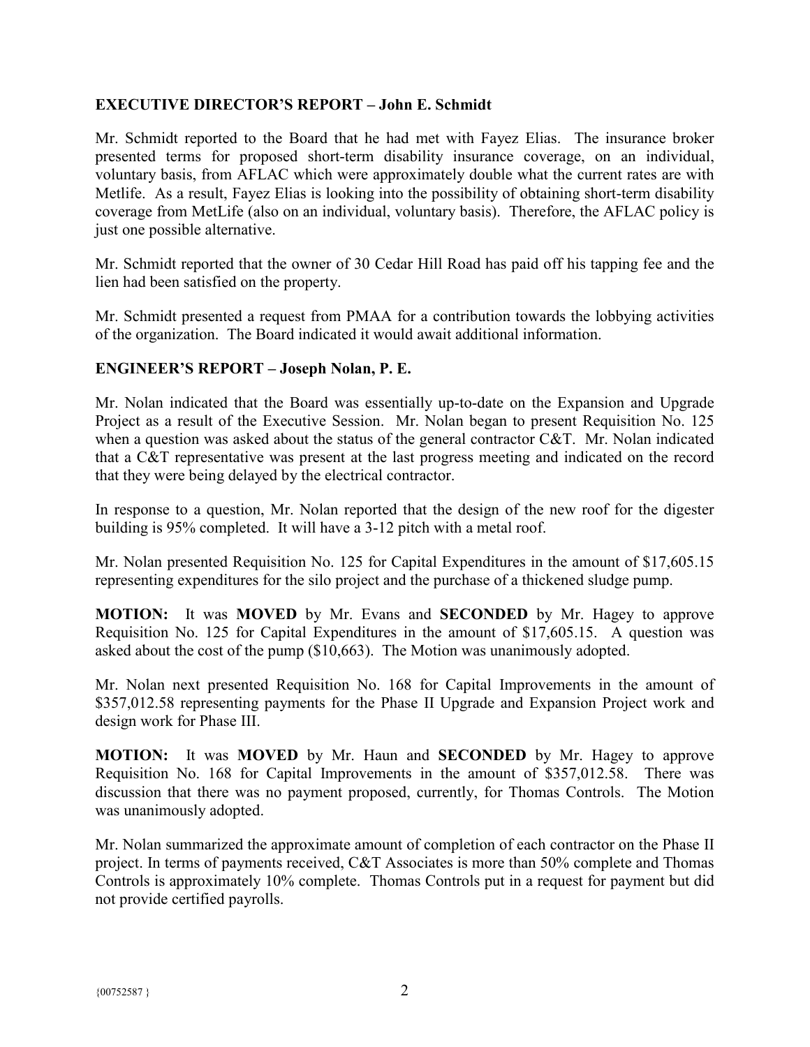## EXECUTIVE DIRECTOR'S REPORT – John E. Schmidt

Mr. Schmidt reported to the Board that he had met with Fayez Elias. The insurance broker presented terms for proposed short-term disability insurance coverage, on an individual, voluntary basis, from AFLAC which were approximately double what the current rates are with Metlife. As a result, Fayez Elias is looking into the possibility of obtaining short-term disability coverage from MetLife (also on an individual, voluntary basis). Therefore, the AFLAC policy is just one possible alternative.

Mr. Schmidt reported that the owner of 30 Cedar Hill Road has paid off his tapping fee and the lien had been satisfied on the property.

Mr. Schmidt presented a request from PMAA for a contribution towards the lobbying activities of the organization. The Board indicated it would await additional information.

## ENGINEER'S REPORT – Joseph Nolan, P. E.

Mr. Nolan indicated that the Board was essentially up-to-date on the Expansion and Upgrade Project as a result of the Executive Session. Mr. Nolan began to present Requisition No. 125 when a question was asked about the status of the general contractor C&T. Mr. Nolan indicated that a C&T representative was present at the last progress meeting and indicated on the record that they were being delayed by the electrical contractor.

In response to a question, Mr. Nolan reported that the design of the new roof for the digester building is 95% completed. It will have a 3-12 pitch with a metal roof.

Mr. Nolan presented Requisition No. 125 for Capital Expenditures in the amount of $17,605.15 representing expenditures for the silo project and the purchase of a thickened sludge pump.

**MOTION:** It was **MOVED** by Mr. Evans and **SECONDED** by Mr. Hagey to approve Requisition No. 125 for Capital Expenditures in the amount of $17,605.15. A question was asked about the cost of the pump ($10,663). The Motion was unanimously adopted.

Mr. Nolan next presented Requisition No. 168 for Capital Improvements in the amount of $357,012.58 representing payments for the Phase II Upgrade and Expansion Project work and design work for Phase III.

**MOTION:** It was **MOVED** by Mr. Haun and **SECONDED** by Mr. Hagey to approve Requisition No. 168 for Capital Improvements in the amount of $357,012.58. There was discussion that there was no payment proposed, currently, for Thomas Controls. The Motion was unanimously adopted.

Mr. Nolan summarized the approximate amount of completion of each contractor on the Phase II project. In terms of payments received, C&T Associates is more than 50% complete and Thomas Controls is approximately 10% complete. Thomas Controls put in a request for payment but did not provide certified payrolls.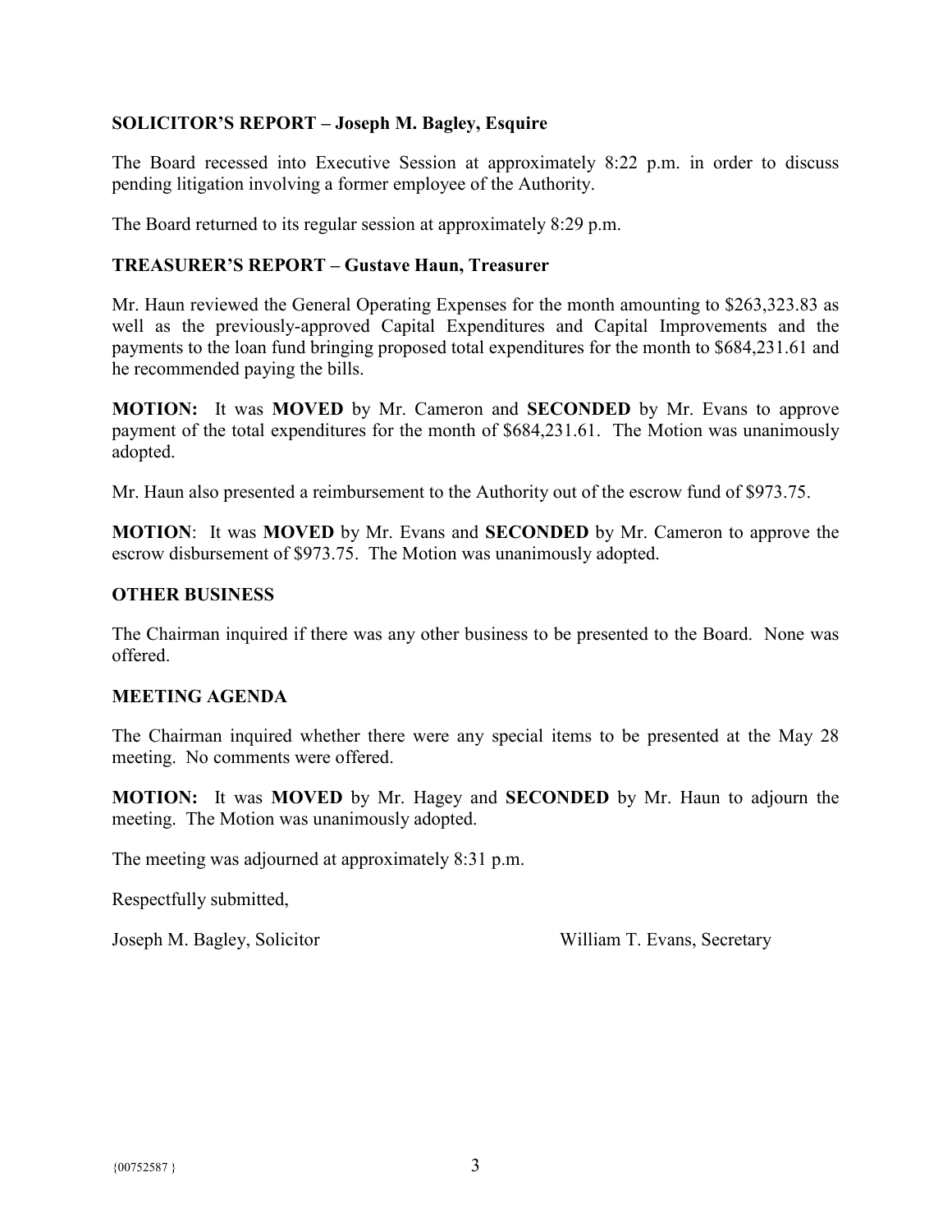**SOLICITOR'S REPORT – Joseph M. Bagley, Esquire**

The Board recessed into Executive Session at approximately 8:22 p.m. in order to discuss pending litigation involving a former employee of the Authority.

The Board returned to its regular session at approximately 8:29 p.m.

**TREASURER'S REPORT – Gustave Haun, Treasurer**

Mr. Haun reviewed the General Operating Expenses for the month amounting to $263,323.83 as well as the previously-approved Capital Expenditures and Capital Improvements and the payments to the loan fund bringing proposed total expenditures for the month to $684,231.61 and he recommended paying the bills.

**MOTION:** It was **MOVED** by Mr. Cameron and **SECONDED** by Mr. Evans to approve payment of the total expenditures for the month of $684,231.61. The Motion was unanimously adopted.

Mr. Haun also presented a reimbursement to the Authority out of the escrow fund of $973.75.

**MOTION**: It was **MOVED** by Mr. Evans and **SECONDED** by Mr. Cameron to approve the escrow disbursement of $973.75. The Motion was unanimously adopted.

**OTHER BUSINESS**

The Chairman inquired if there was any other business to be presented to the Board. None was offered.

**MEETING AGENDA**

The Chairman inquired whether there were any special items to be presented at the May 28 meeting. No comments were offered.

**MOTION:** It was **MOVED** by Mr. Hagey and **SECONDED** by Mr. Haun to adjourn the meeting. The Motion was unanimously adopted.

The meeting was adjourned at approximately 8:31 p.m.

Respectfully submitted,

Joseph M. Bagley, Solicitor

William T. Evans, Secretary

{00752587 }